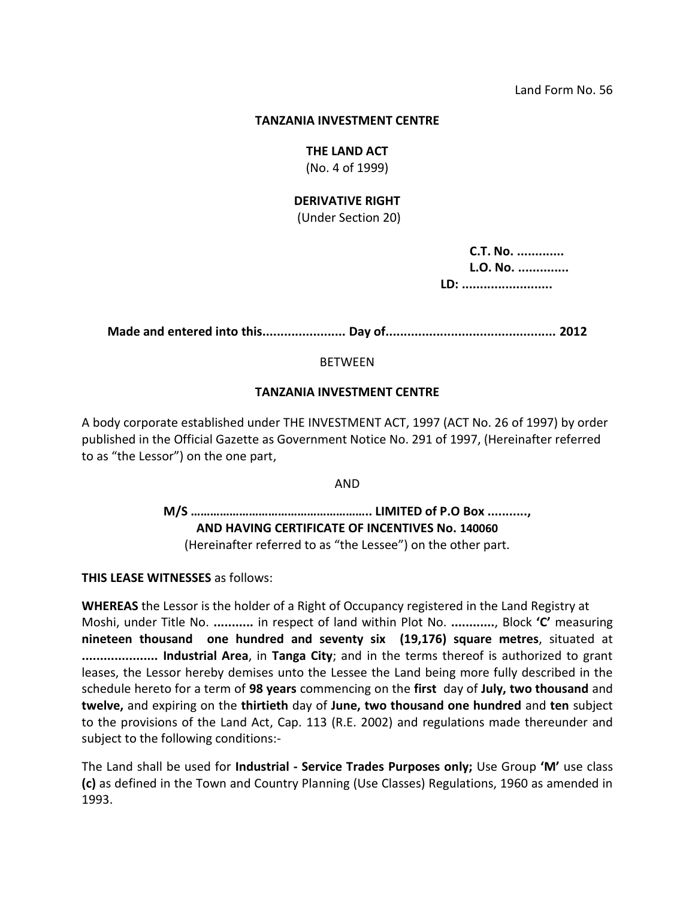Land Form No. 56

**TANZANIA INVESTMENT CENTRE**

**THE LAND ACT**
(No. 4 of 1999)

**DERIVATIVE RIGHT**
(Under Section 20)

**C.T. No. .............**
**L.O. No. ..............**
**LD: .........................**

**Made and entered into this....................... Day of............................................... 2012**

BETWEEN

**TANZANIA INVESTMENT CENTRE**

A body corporate established under THE INVESTMENT ACT, 1997 (ACT No. 26 of 1997) by order published in the Official Gazette as Government Notice No. 291 of 1997, (Hereinafter referred to as "the Lessor") on the one part,

AND

**M/S ……………………………………………….. LIMITED of P.O Box ...........,**
**AND HAVING CERTIFICATE OF INCENTIVES No. 140060**
(Hereinafter referred to as "the Lessee") on the other part.

**THIS LEASE WITNESSES** as follows:

**WHEREAS** the Lessor is the holder of a Right of Occupancy registered in the Land Registry at Moshi, under Title No. **...........** in respect of land within Plot No. **............**, Block **'C'** measuring **nineteen thousand one hundred and seventy six (19,176) square metres**, situated at **..................... Industrial Area**, in **Tanga City**; and in the terms thereof is authorized to grant leases, the Lessor hereby demises unto the Lessee the Land being more fully described in the schedule hereto for a term of **98 years** commencing on the **first** day of **July, two thousand** and **twelve,** and expiring on the **thirtieth** day of **June, two thousand one hundred** and **ten** subject to the provisions of the Land Act, Cap. 113 (R.E. 2002) and regulations made thereunder and subject to the following conditions:-

The Land shall be used for **Industrial - Service Trades Purposes only;** Use Group **'M'** use class **(c)** as defined in the Town and Country Planning (Use Classes) Regulations, 1960 as amended in 1993.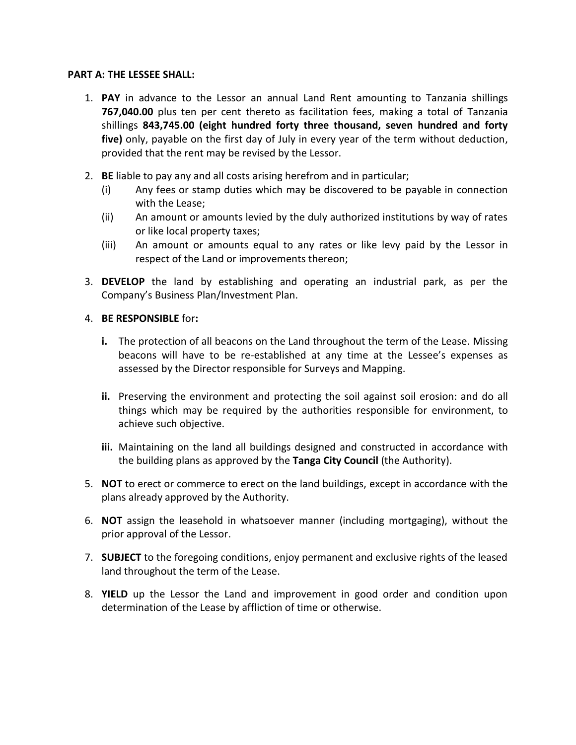**PART A: THE LESSEE SHALL:**

1. **PAY** in advance to the Lessor an annual Land Rent amounting to Tanzania shillings **767,040.00** plus ten per cent thereto as facilitation fees, making a total of Tanzania shillings **843,745.00 (eight hundred forty three thousand, seven hundred and forty five)** only, payable on the first day of July in every year of the term without deduction, provided that the rent may be revised by the Lessor.

2. **BE** liable to pay any and all costs arising herefrom and in particular;
   - (i) Any fees or stamp duties which may be discovered to be payable in connection with the Lease;
   - (ii) An amount or amounts levied by the duly authorized institutions by way of rates or like local property taxes;
   - (iii) An amount or amounts equal to any rates or like levy paid by the Lessor in respect of the Land or improvements thereon;

3. **DEVELOP** the land by establishing and operating an industrial park, as per the Company's Business Plan/Investment Plan.

4. **BE RESPONSIBLE** for**:**

   **i.** The protection of all beacons on the Land throughout the term of the Lease. Missing beacons will have to be re-established at any time at the Lessee's expenses as assessed by the Director responsible for Surveys and Mapping.

   **ii.** Preserving the environment and protecting the soil against soil erosion: and do all things which may be required by the authorities responsible for environment, to achieve such objective.

   **iii.** Maintaining on the land all buildings designed and constructed in accordance with the building plans as approved by the **Tanga City Council** (the Authority).

5. **NOT** to erect or commerce to erect on the land buildings, except in accordance with the plans already approved by the Authority.

6. **NOT** assign the leasehold in whatsoever manner (including mortgaging), without the prior approval of the Lessor.

7. **SUBJECT** to the foregoing conditions, enjoy permanent and exclusive rights of the leased land throughout the term of the Lease.

8. **YIELD** up the Lessor the Land and improvement in good order and condition upon determination of the Lease by affliction of time or otherwise.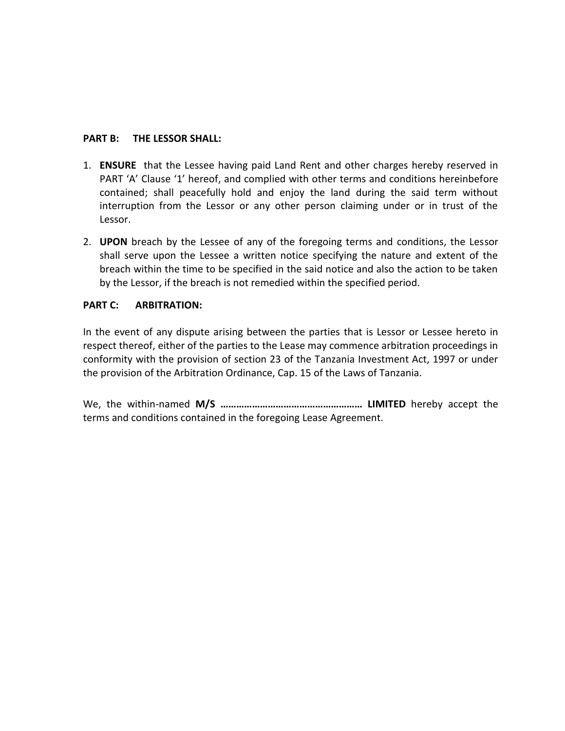**PART B: THE LESSOR SHALL:**

1. **ENSURE** that the Lessee having paid Land Rent and other charges hereby reserved in PART 'A' Clause '1' hereof, and complied with other terms and conditions hereinbefore contained; shall peacefully hold and enjoy the land during the said term without interruption from the Lessor or any other person claiming under or in trust of the Lessor.

2. **UPON** breach by the Lessee of any of the foregoing terms and conditions, the Lessor shall serve upon the Lessee a written notice specifying the nature and extent of the breach within the time to be specified in the said notice and also the action to be taken by the Lessor, if the breach is not remedied within the specified period.

**PART C: ARBITRATION:**

In the event of any dispute arising between the parties that is Lessor or Lessee hereto in respect thereof, either of the parties to the Lease may commence arbitration proceedings in conformity with the provision of section 23 of the Tanzania Investment Act, 1997 or under the provision of the Arbitration Ordinance, Cap. 15 of the Laws of Tanzania.

We, the within-named **M/S ……………………………………………… LIMITED** hereby accept the terms and conditions contained in the foregoing Lease Agreement.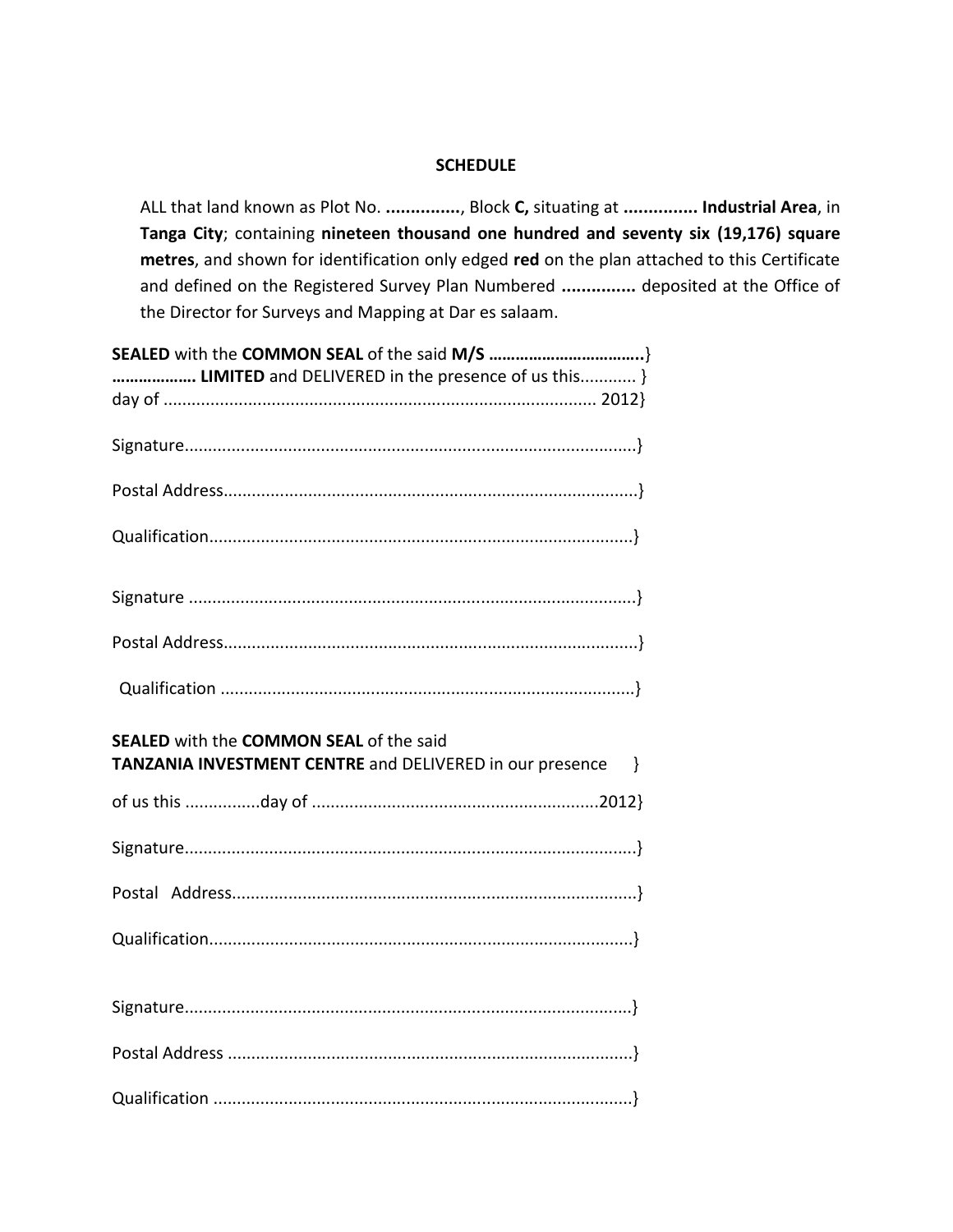## SCHEDULE

ALL that land known as Plot No. **...............**, Block **C,** situating at **............... Industrial Area**, in **Tanga City**; containing **nineteen thousand one hundred and seventy six (19,176) square metres**, and shown for identification only edged **red** on the plan attached to this Certificate and defined on the Registered Survey Plan Numbered **...............** deposited at the Office of the Director for Surveys and Mapping at Dar es salaam.

**SEALED** with the **COMMON SEAL** of the said **M/S ……………………………..**}
**……………… LIMITED** and DELIVERED in the presence of us this............ }
day of ........................................................................................ 2012}

Signature..............................................................................................}

Postal Address.......................................................................................}

Qualification.........................................................................................}

Signature .............................................................................................}

Postal Address.......................................................................................}

Qualification .......................................................................................}

**SEALED** with the **COMMON SEAL** of the said
**TANZANIA INVESTMENT CENTRE** and DELIVERED in our presence }

of us this ................day of ............................................................2012}

Signature..............................................................................................}

Postal Address.....................................................................................}

Qualification.........................................................................................}

Signature.............................................................................................}

Postal Address .....................................................................................}

Qualification ........................................................................................}